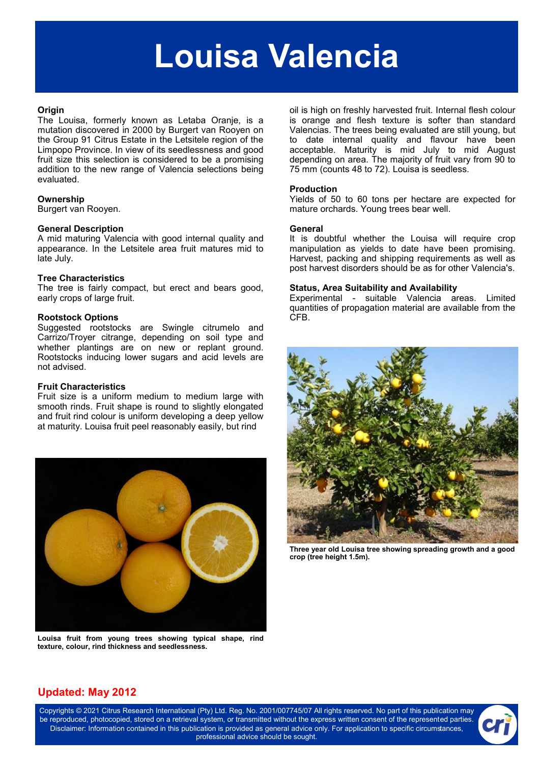# Louisa Valencia

## Origin

The Louisa, formerly known as Letaba Oranje, is a mutation discovered in 2000 by Burgert van Rooyen on the Group 91 Citrus Estate in the Letsitele region of the Limpopo Province. In view of its seedlessness and good fruit size this selection is considered to be a promising addition to the new range of Valencia selections being evaluated.

## Ownership

Burgert van Rooyen.

## General Description

A mid maturing Valencia with good internal quality and appearance. In the Letsitele area fruit matures mid to late July.

## Tree Characteristics

The tree is fairly compact, but erect and bears good, early crops of large fruit.

## Rootstock Options

Suggested rootstocks are Swingle citrumelo and Carrizo/Troyer citrange, depending on soil type and whether plantings are on new or replant ground. Rootstocks inducing lower sugars and acid levels are not advised.

## Fruit Characteristics

Fruit size is a uniform medium to medium large with smooth rinds. Fruit shape is round to slightly elongated and fruit rind colour is uniform developing a deep yellow at maturity. Louisa fruit peel reasonably easily, but rind oil is high on freshly harvested fruit. Internal flesh colour is orange and flesh texture is softer than standard Valencias. The trees being evaluated are still young, but to date internal quality and flavour have been acceptable. Maturity is mid July to mid August depending on area. The majority of fruit vary from 90 to 75 mm (counts 48 to 72). Louisa is seedless.

**Louisa fruit from young trees showing typical shape, rind texture, colour, rind thickness and seedlessness.**

## Production

Yields of 50 to 60 tons per hectare are expected for mature orchards. Young trees bear well.

## General

It is doubtful whether the Louisa will require crop manipulation as yields to date have been promising. Harvest, packing and shipping requirements as well as post harvest disorders should be as for other Valencia's.

## Status, Area Suitability and Availability

Experimental - suitable Valencia areas. Limited quantities of propagation material are available from the CFB.

**Three year old Louisa tree showing spreading growth and a good crop (tree height 1.5m).**

**Updated: May 2012**

Copyrights © 2021 Citrus Research International (Pty) Ltd. Reg. No. 2001/007745/07 All rights reserved. No part of this publication may be reproduced, photocopied, stored on a retrieval system, or transmitted without the express written consent of the represented parties. Disclaimer: Information contained in this publication is provided as general advice only. For application to specific circumstances, professional advice should be sought.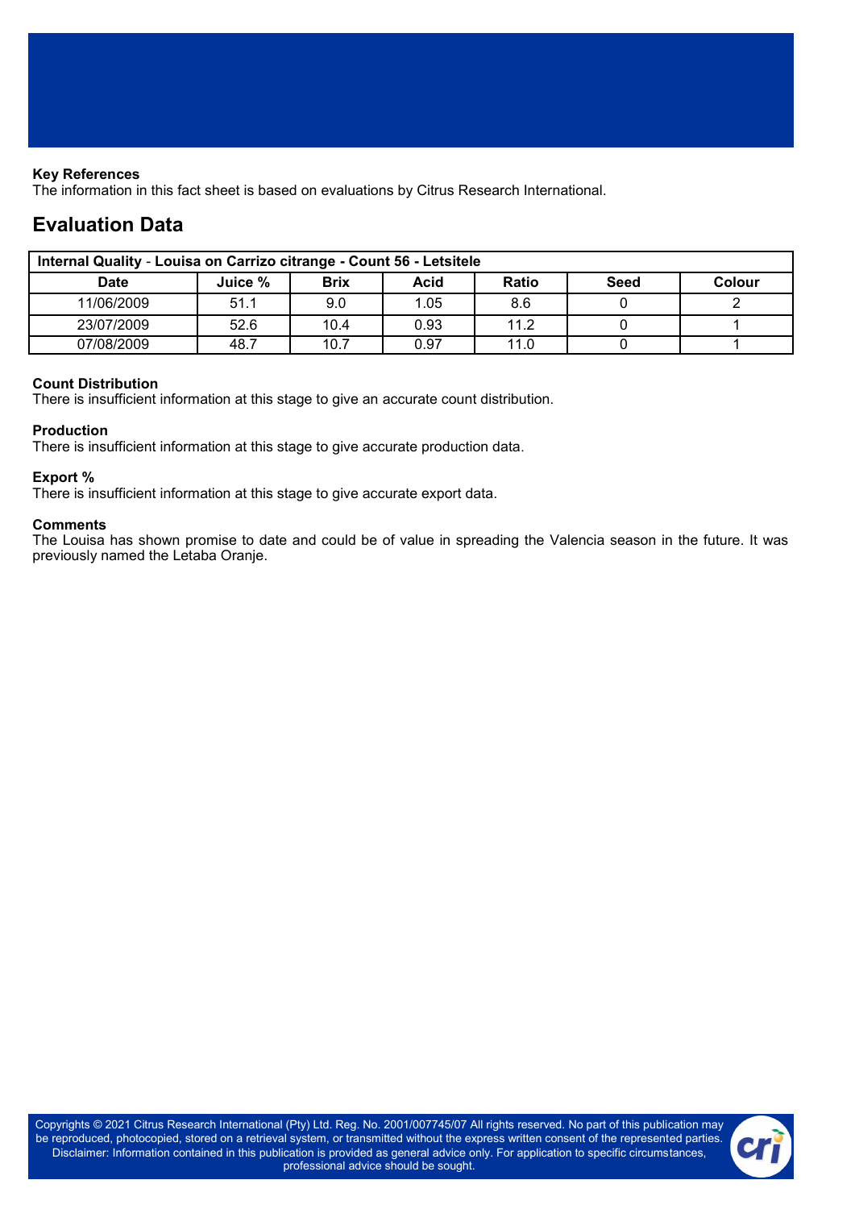**Key References**

The information in this fact sheet is based on evaluations by Citrus Research International.

## Evaluation Data

| Internal Quality - Louisa on Carrizo citrange - Count 56 - Letsitele | | | | | | |
|---|---|---|---|---|---|---|
| **Date** | **Juice %** | **Brix** | **Acid** | **Ratio** | **Seed** | **Colour** |
| 11/06/2009 | 51.1 | 9.0 | 1.05 | 8.6 | 0 | 2 |
| 23/07/2009 | 52.6 | 10.4 | 0.93 | 11.2 | 0 | 1 |
| 07/08/2009 | 48.7 | 10.7 | 0.97 | 11.0 | 0 | 1 |

**Count Distribution**

There is insufficient information at this stage to give an accurate count distribution.

**Production**

There is insufficient information at this stage to give accurate production data.

**Export %**

There is insufficient information at this stage to give accurate export data.

**Comments**

The Louisa has shown promise to date and could be of value in spreading the Valencia season in the future. It was previously named the Letaba Oranje.

Copyrights © 2021 Citrus Research International (Pty) Ltd. Reg. No. 2001/007745/07 All rights reserved. No part of this publication may be reproduced, photocopied, stored on a retrieval system, or transmitted without the express written consent of the represented parties. Disclaimer: Information contained in this publication is provided as general advice only. For application to specific circumstances, professional advice should be sought.